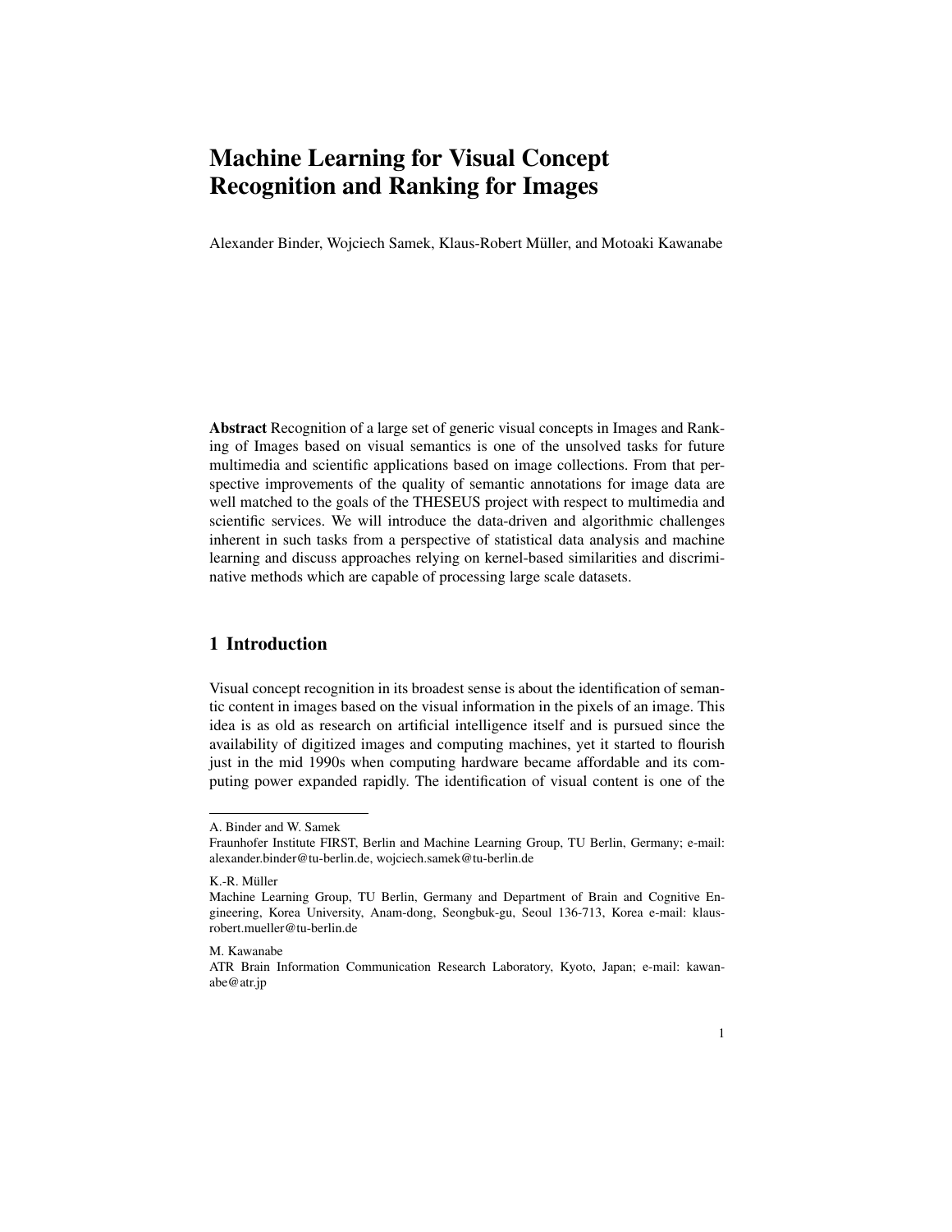# Machine Learning for Visual Concept Recognition and Ranking for Images

Alexander Binder, Wojciech Samek, Klaus-Robert Müller, and Motoaki Kawanabe

**Abstract** Recognition of a large set of generic visual concepts in Images and Ranking of Images based on visual semantics is one of the unsolved tasks for future multimedia and scientific applications based on image collections. From that perspective improvements of the quality of semantic annotations for image data are well matched to the goals of the THESEUS project with respect to multimedia and scientific services. We will introduce the data-driven and algorithmic challenges inherent in such tasks from a perspective of statistical data analysis and machine learning and discuss approaches relying on kernel-based similarities and discriminative methods which are capable of processing large scale datasets.

## 1 Introduction

Visual concept recognition in its broadest sense is about the identification of semantic content in images based on the visual information in the pixels of an image. This idea is as old as research on artificial intelligence itself and is pursued since the availability of digitized images and computing machines, yet it started to flourish just in the mid 1990s when computing hardware became affordable and its computing power expanded rapidly. The identification of visual content is one of the

---

A. Binder and W. Samek
Fraunhofer Institute FIRST, Berlin and Machine Learning Group, TU Berlin, Germany; e-mail: alexander.binder@tu-berlin.de, wojciech.samek@tu-berlin.de

K.-R. Müller
Machine Learning Group, TU Berlin, Germany and Department of Brain and Cognitive Engineering, Korea University, Anam-dong, Seongbuk-gu, Seoul 136-713, Korea e-mail: klaus-robert.mueller@tu-berlin.de

M. Kawanabe
ATR Brain Information Communication Research Laboratory, Kyoto, Japan; e-mail: kawanabe@atr.jp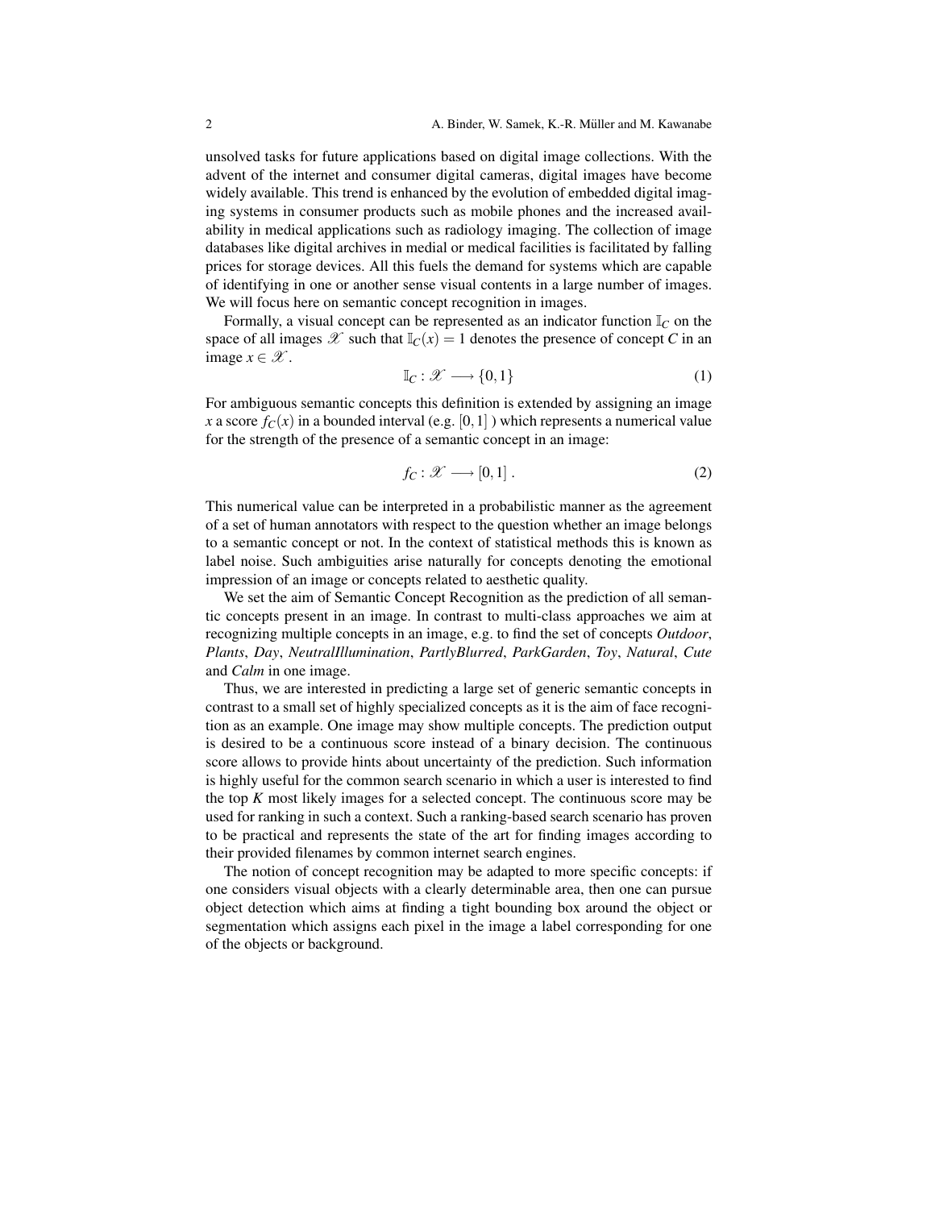unsolved tasks for future applications based on digital image collections. With the advent of the internet and consumer digital cameras, digital images have become widely available. This trend is enhanced by the evolution of embedded digital imaging systems in consumer products such as mobile phones and the increased availability in medical applications such as radiology imaging. The collection of image databases like digital archives in medial or medical facilities is facilitated by falling prices for storage devices. All this fuels the demand for systems which are capable of identifying in one or another sense visual contents in a large number of images. We will focus here on semantic concept recognition in images.

Formally, a visual concept can be represented as an indicator function $\mathbb{I}_C$ on the space of all images $\mathscr{X}$ such that $\mathbb{I}_C(x) = 1$ denotes the presence of concept $C$ in an image $x \in \mathscr{X}$.

$$\mathbb{I}_C : \mathscr{X} \longrightarrow \{0,1\} \tag{1}$$

For ambiguous semantic concepts this definition is extended by assigning an image $x$ a score $f_C(x)$ in a bounded interval (e.g. $[0,1]$ ) which represents a numerical value for the strength of the presence of a semantic concept in an image:

$$f_C : \mathscr{X} \longrightarrow [0,1] \,. \tag{2}$$

This numerical value can be interpreted in a probabilistic manner as the agreement of a set of human annotators with respect to the question whether an image belongs to a semantic concept or not. In the context of statistical methods this is known as label noise. Such ambiguities arise naturally for concepts denoting the emotional impression of an image or concepts related to aesthetic quality.

We set the aim of Semantic Concept Recognition as the prediction of all semantic concepts present in an image. In contrast to multi-class approaches we aim at recognizing multiple concepts in an image, e.g. to find the set of concepts *Outdoor*, *Plants*, *Day*, *NeutralIllumination*, *PartlyBlurred*, *ParkGarden*, *Toy*, *Natural*, *Cute* and *Calm* in one image.

Thus, we are interested in predicting a large set of generic semantic concepts in contrast to a small set of highly specialized concepts as it is the aim of face recognition as an example. One image may show multiple concepts. The prediction output is desired to be a continuous score instead of a binary decision. The continuous score allows to provide hints about uncertainty of the prediction. Such information is highly useful for the common search scenario in which a user is interested to find the top $K$ most likely images for a selected concept. The continuous score may be used for ranking in such a context. Such a ranking-based search scenario has proven to be practical and represents the state of the art for finding images according to their provided filenames by common internet search engines.

The notion of concept recognition may be adapted to more specific concepts: if one considers visual objects with a clearly determinable area, then one can pursue object detection which aims at finding a tight bounding box around the object or segmentation which assigns each pixel in the image a label corresponding for one of the objects or background.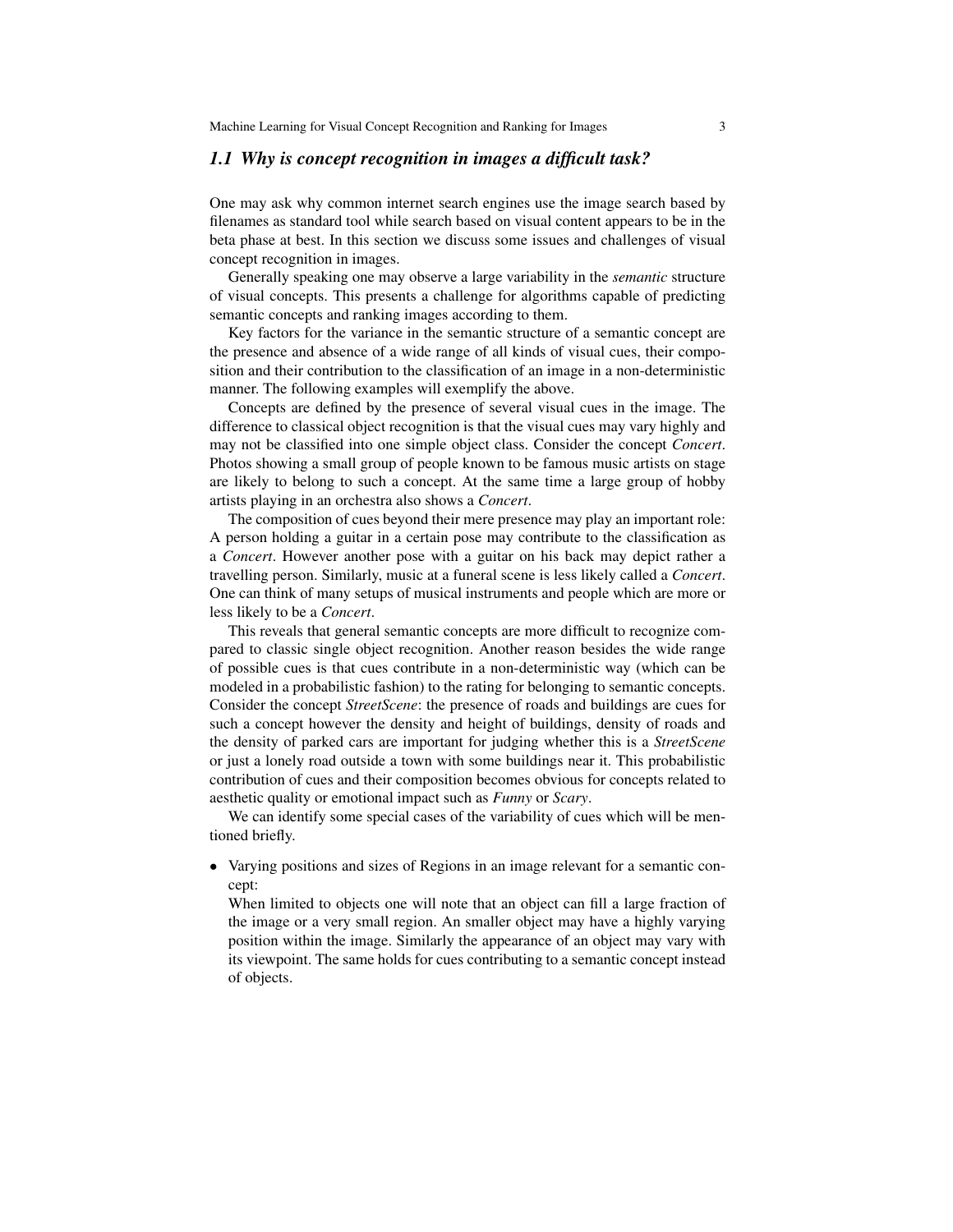## 1.1 Why is concept recognition in images a difficult task?

One may ask why common internet search engines use the image search based by filenames as standard tool while search based on visual content appears to be in the beta phase at best. In this section we discuss some issues and challenges of visual concept recognition in images.

Generally speaking one may observe a large variability in the *semantic* structure of visual concepts. This presents a challenge for algorithms capable of predicting semantic concepts and ranking images according to them.

Key factors for the variance in the semantic structure of a semantic concept are the presence and absence of a wide range of all kinds of visual cues, their composition and their contribution to the classification of an image in a non-deterministic manner. The following examples will exemplify the above.

Concepts are defined by the presence of several visual cues in the image. The difference to classical object recognition is that the visual cues may vary highly and may not be classified into one simple object class. Consider the concept *Concert*. Photos showing a small group of people known to be famous music artists on stage are likely to belong to such a concept. At the same time a large group of hobby artists playing in an orchestra also shows a *Concert*.

The composition of cues beyond their mere presence may play an important role: A person holding a guitar in a certain pose may contribute to the classification as a *Concert*. However another pose with a guitar on his back may depict rather a travelling person. Similarly, music at a funeral scene is less likely called a *Concert*. One can think of many setups of musical instruments and people which are more or less likely to be a *Concert*.

This reveals that general semantic concepts are more difficult to recognize compared to classic single object recognition. Another reason besides the wide range of possible cues is that cues contribute in a non-deterministic way (which can be modeled in a probabilistic fashion) to the rating for belonging to semantic concepts. Consider the concept *StreetScene*: the presence of roads and buildings are cues for such a concept however the density and height of buildings, density of roads and the density of parked cars are important for judging whether this is a *StreetScene* or just a lonely road outside a town with some buildings near it. This probabilistic contribution of cues and their composition becomes obvious for concepts related to aesthetic quality or emotional impact such as *Funny* or *Scary*.

We can identify some special cases of the variability of cues which will be mentioned briefly.

- Varying positions and sizes of Regions in an image relevant for a semantic concept:
  When limited to objects one will note that an object can fill a large fraction of the image or a very small region. An smaller object may have a highly varying position within the image. Similarly the appearance of an object may vary with its viewpoint. The same holds for cues contributing to a semantic concept instead of objects.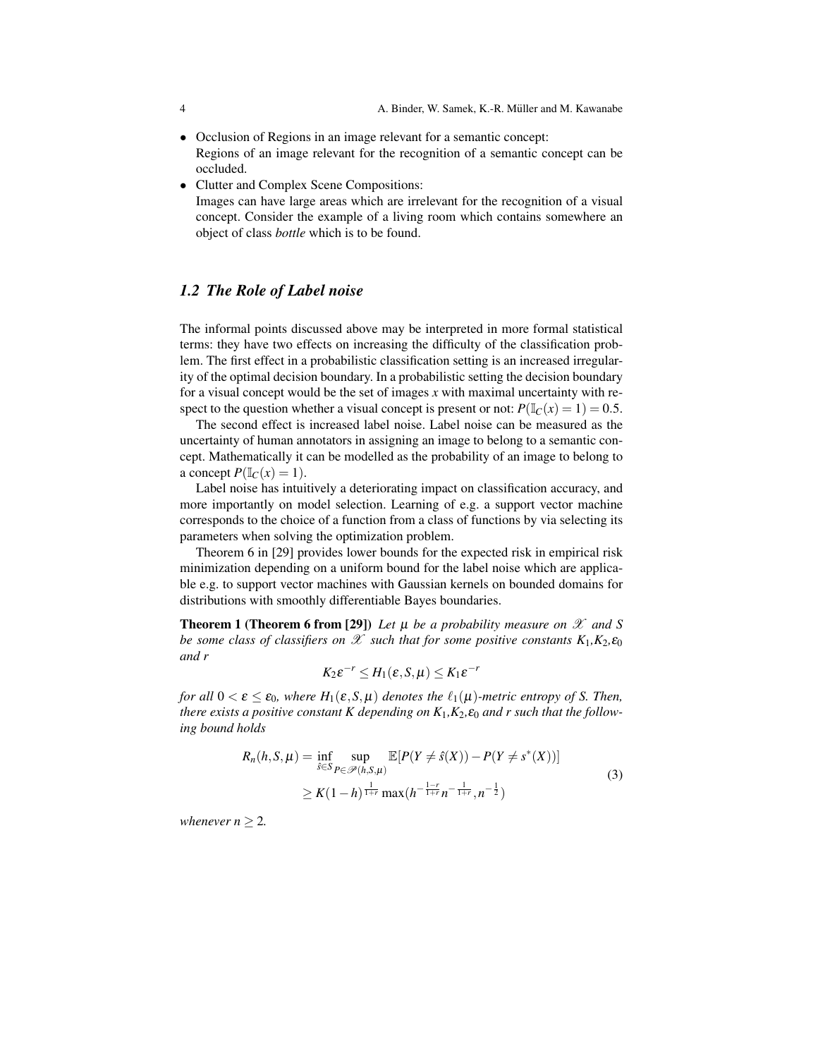- Occlusion of Regions in an image relevant for a semantic concept:
  Regions of an image relevant for the recognition of a semantic concept can be occluded.
- Clutter and Complex Scene Compositions:
  Images can have large areas which are irrelevant for the recognition of a visual concept. Consider the example of a living room which contains somewhere an object of class *bottle* which is to be found.

### *1.2 The Role of Label noise*

The informal points discussed above may be interpreted in more formal statistical terms: they have two effects on increasing the difficulty of the classification problem. The first effect in a probabilistic classification setting is an increased irregularity of the optimal decision boundary. In a probabilistic setting the decision boundary for a visual concept would be the set of images $x$ with maximal uncertainty with respect to the question whether a visual concept is present or not: $P(\mathbb{I}_C(x) = 1) = 0.5$.

The second effect is increased label noise. Label noise can be measured as the uncertainty of human annotators in assigning an image to belong to a semantic concept. Mathematically it can be modelled as the probability of an image to belong to a concept $P(\mathbb{I}_C(x) = 1)$.

Label noise has intuitively a deteriorating impact on classification accuracy, and more importantly on model selection. Learning of e.g. a support vector machine corresponds to the choice of a function from a class of functions by via selecting its parameters when solving the optimization problem.

Theorem 6 in [29] provides lower bounds for the expected risk in empirical risk minimization depending on a uniform bound for the label noise which are applicable e.g. to support vector machines with Gaussian kernels on bounded domains for distributions with smoothly differentiable Bayes boundaries.

**Theorem 1 (Theorem 6 from [29])** *Let $\mu$ be a probability measure on $\mathscr{X}$ and $S$ be some class of classifiers on $\mathscr{X}$ such that for some positive constants $K_1$,$K_2$,$\varepsilon_0$ and $r$*

$$K_2\varepsilon^{-r} \leq H_1(\varepsilon, S, \mu) \leq K_1\varepsilon^{-r}$$

*for all $0 < \varepsilon \leq \varepsilon_0$, where $H_1(\varepsilon, S, \mu)$ denotes the $\ell_1(\mu)$-metric entropy of $S$. Then, there exists a positive constant $K$ depending on $K_1$,$K_2$,$\varepsilon_0$ and $r$ such that the following bound holds*

$$\begin{aligned} R_n(h, S, \mu) &= \inf_{\hat{s} \in S} \sup_{P \in \mathscr{P}(h,S,\mu)} \mathbb{E}[P(Y \neq \hat{s}(X)) - P(Y \neq s^*(X))] \\ &\geq K(1-h)^{\frac{1}{1+r}} \max(h^{-\frac{1-r}{1+r}} n^{-\frac{1}{1+r}}, n^{-\frac{1}{2}}) \end{aligned} \tag{3}$$

*whenever $n \geq 2$.*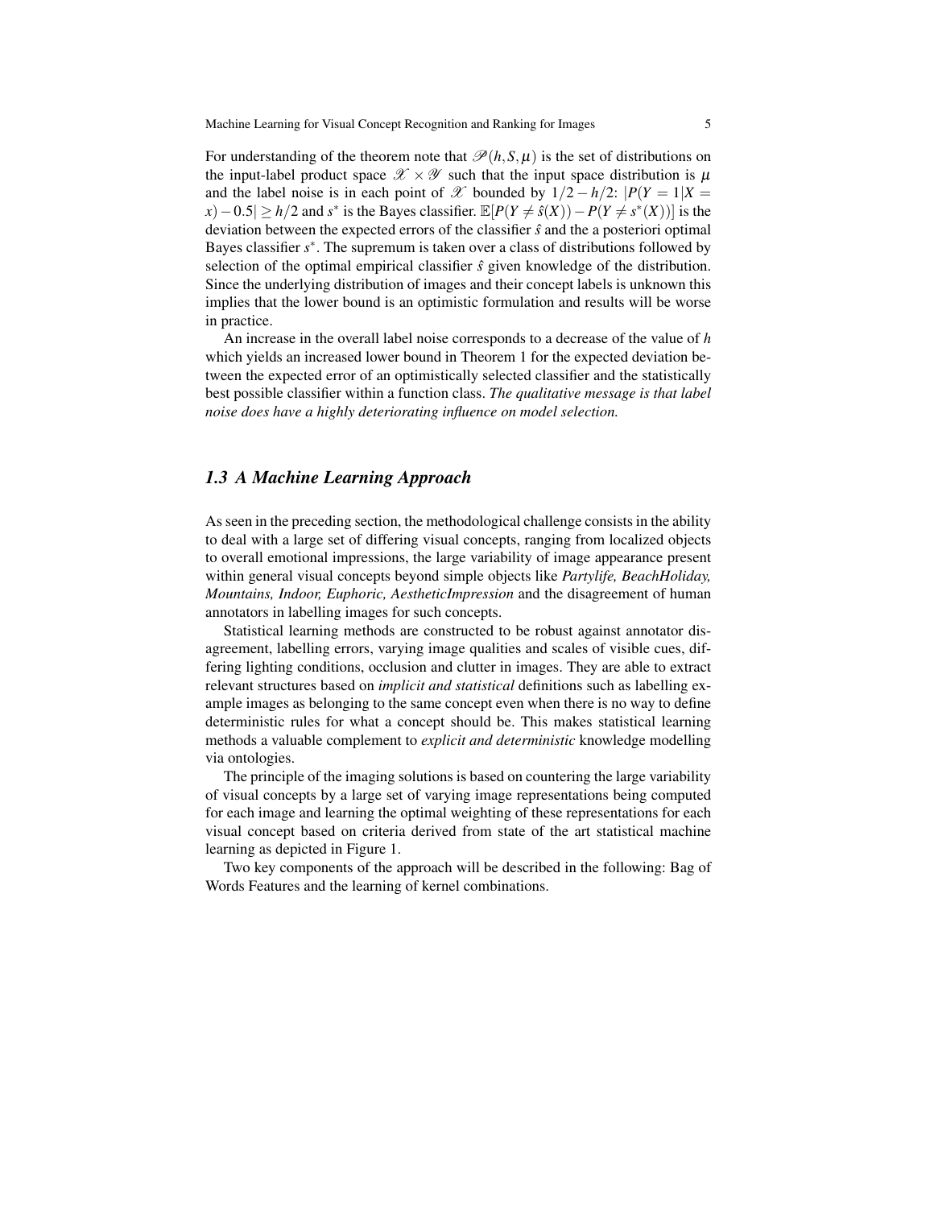For understanding of the theorem note that $\mathscr{P}(h,S,\mu)$ is the set of distributions on the input-label product space $\mathscr{X} \times \mathscr{Y}$ such that the input space distribution is $\mu$ and the label noise is in each point of $\mathscr{X}$ bounded by $1/2 - h/2$: $|P(Y=1|X=x) - 0.5| \geq h/2$ and $s^*$ is the Bayes classifier. $\mathbb{E}[P(Y \neq \hat{s}(X)) - P(Y \neq s^*(X))]$ is the deviation between the expected errors of the classifier $\hat{s}$ and the a posteriori optimal Bayes classifier $s^*$. The supremum is taken over a class of distributions followed by selection of the optimal empirical classifier $\hat{s}$ given knowledge of the distribution. Since the underlying distribution of images and their concept labels is unknown this implies that the lower bound is an optimistic formulation and results will be worse in practice.

An increase in the overall label noise corresponds to a decrease of the value of $h$ which yields an increased lower bound in Theorem 1 for the expected deviation between the expected error of an optimistically selected classifier and the statistically best possible classifier within a function class. *The qualitative message is that label noise does have a highly deteriorating influence on model selection.*

## 1.3 A Machine Learning Approach

As seen in the preceding section, the methodological challenge consists in the ability to deal with a large set of differing visual concepts, ranging from localized objects to overall emotional impressions, the large variability of image appearance present within general visual concepts beyond simple objects like *Partylife, BeachHoliday, Mountains, Indoor, Euphoric, AestheticImpression* and the disagreement of human annotators in labelling images for such concepts.

Statistical learning methods are constructed to be robust against annotator disagreement, labelling errors, varying image qualities and scales of visible cues, differing lighting conditions, occlusion and clutter in images. They are able to extract relevant structures based on *implicit and statistical* definitions such as labelling example images as belonging to the same concept even when there is no way to define deterministic rules for what a concept should be. This makes statistical learning methods a valuable complement to *explicit and deterministic* knowledge modelling via ontologies.

The principle of the imaging solutions is based on countering the large variability of visual concepts by a large set of varying image representations being computed for each image and learning the optimal weighting of these representations for each visual concept based on criteria derived from state of the art statistical machine learning as depicted in Figure 1.

Two key components of the approach will be described in the following: Bag of Words Features and the learning of kernel combinations.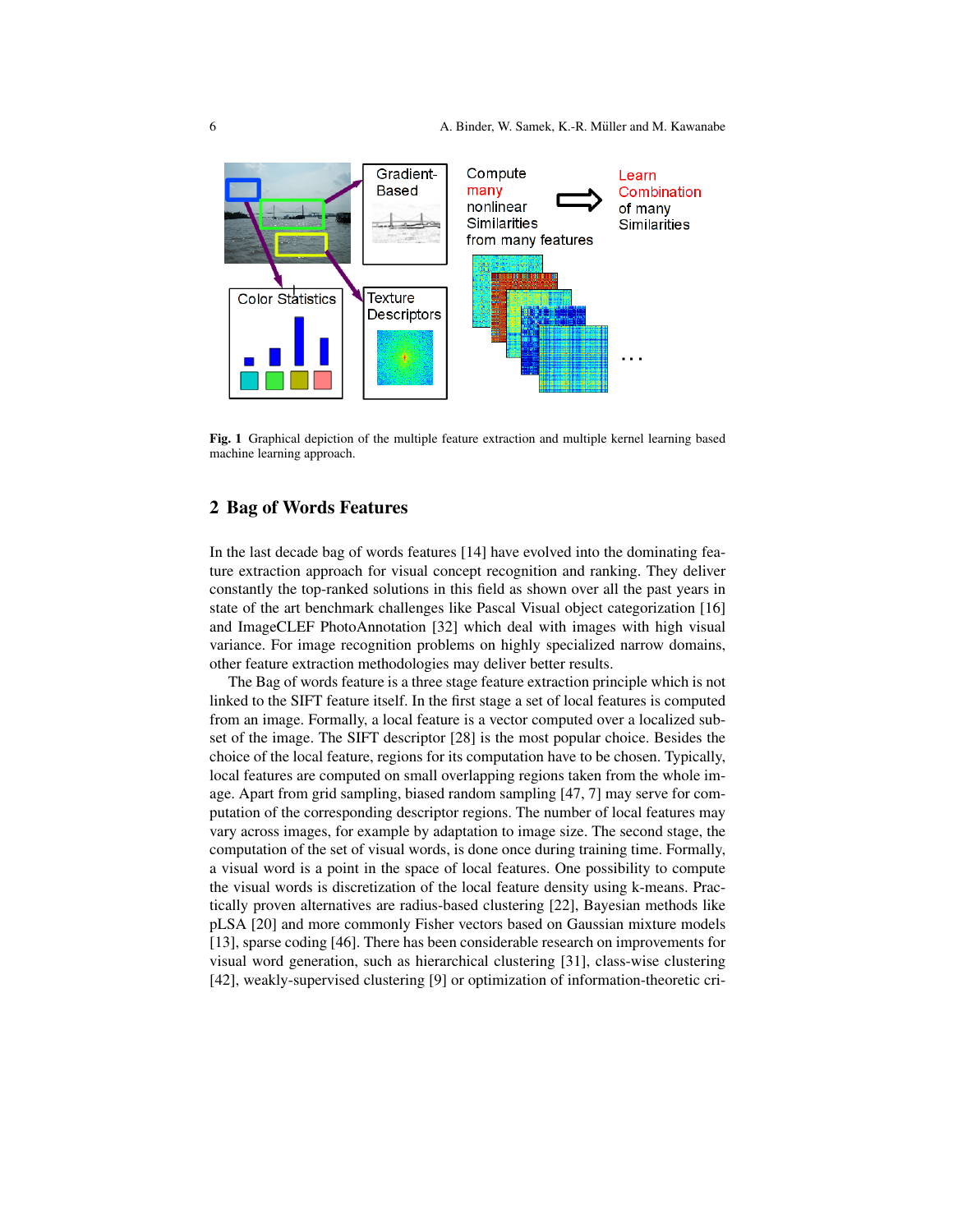**Fig. 1** Graphical depiction of the multiple feature extraction and multiple kernel learning based machine learning approach.

## 2 Bag of Words Features

In the last decade bag of words features [14] have evolved into the dominating feature extraction approach for visual concept recognition and ranking. They deliver constantly the top-ranked solutions in this field as shown over all the past years in state of the art benchmark challenges like Pascal Visual object categorization [16] and ImageCLEF PhotoAnnotation [32] which deal with images with high visual variance. For image recognition problems on highly specialized narrow domains, other feature extraction methodologies may deliver better results.

The Bag of words feature is a three stage feature extraction principle which is not linked to the SIFT feature itself. In the first stage a set of local features is computed from an image. Formally, a local feature is a vector computed over a localized subset of the image. The SIFT descriptor [28] is the most popular choice. Besides the choice of the local feature, regions for its computation have to be chosen. Typically, local features are computed on small overlapping regions taken from the whole image. Apart from grid sampling, biased random sampling [47, 7] may serve for computation of the corresponding descriptor regions. The number of local features may vary across images, for example by adaptation to image size. The second stage, the computation of the set of visual words, is done once during training time. Formally, a visual word is a point in the space of local features. One possibility to compute the visual words is discretization of the local feature density using k-means. Practically proven alternatives are radius-based clustering [22], Bayesian methods like pLSA [20] and more commonly Fisher vectors based on Gaussian mixture models [13], sparse coding [46]. There has been considerable research on improvements for visual word generation, such as hierarchical clustering [31], class-wise clustering [42], weakly-supervised clustering [9] or optimization of information-theoretic cri-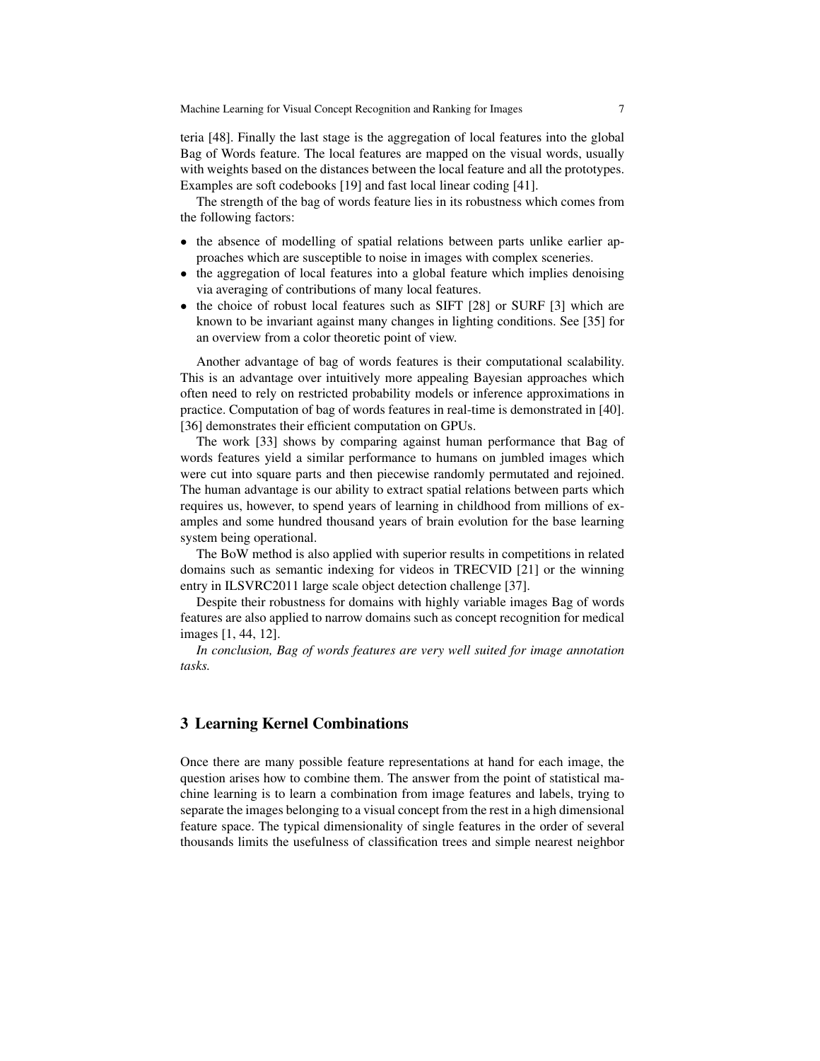teria [48]. Finally the last stage is the aggregation of local features into the global Bag of Words feature. The local features are mapped on the visual words, usually with weights based on the distances between the local feature and all the prototypes. Examples are soft codebooks [19] and fast local linear coding [41].

The strength of the bag of words feature lies in its robustness which comes from the following factors:

- the absence of modelling of spatial relations between parts unlike earlier approaches which are susceptible to noise in images with complex sceneries.
- the aggregation of local features into a global feature which implies denoising via averaging of contributions of many local features.
- the choice of robust local features such as SIFT [28] or SURF [3] which are known to be invariant against many changes in lighting conditions. See [35] for an overview from a color theoretic point of view.

Another advantage of bag of words features is their computational scalability. This is an advantage over intuitively more appealing Bayesian approaches which often need to rely on restricted probability models or inference approximations in practice. Computation of bag of words features in real-time is demonstrated in [40]. [36] demonstrates their efficient computation on GPUs.

The work [33] shows by comparing against human performance that Bag of words features yield a similar performance to humans on jumbled images which were cut into square parts and then piecewise randomly permutated and rejoined. The human advantage is our ability to extract spatial relations between parts which requires us, however, to spend years of learning in childhood from millions of examples and some hundred thousand years of brain evolution for the base learning system being operational.

The BoW method is also applied with superior results in competitions in related domains such as semantic indexing for videos in TRECVID [21] or the winning entry in ILSVRC2011 large scale object detection challenge [37].

Despite their robustness for domains with highly variable images Bag of words features are also applied to narrow domains such as concept recognition for medical images [1, 44, 12].

*In conclusion, Bag of words features are very well suited for image annotation tasks.*

## 3 Learning Kernel Combinations

Once there are many possible feature representations at hand for each image, the question arises how to combine them. The answer from the point of statistical machine learning is to learn a combination from image features and labels, trying to separate the images belonging to a visual concept from the rest in a high dimensional feature space. The typical dimensionality of single features in the order of several thousands limits the usefulness of classification trees and simple nearest neighbor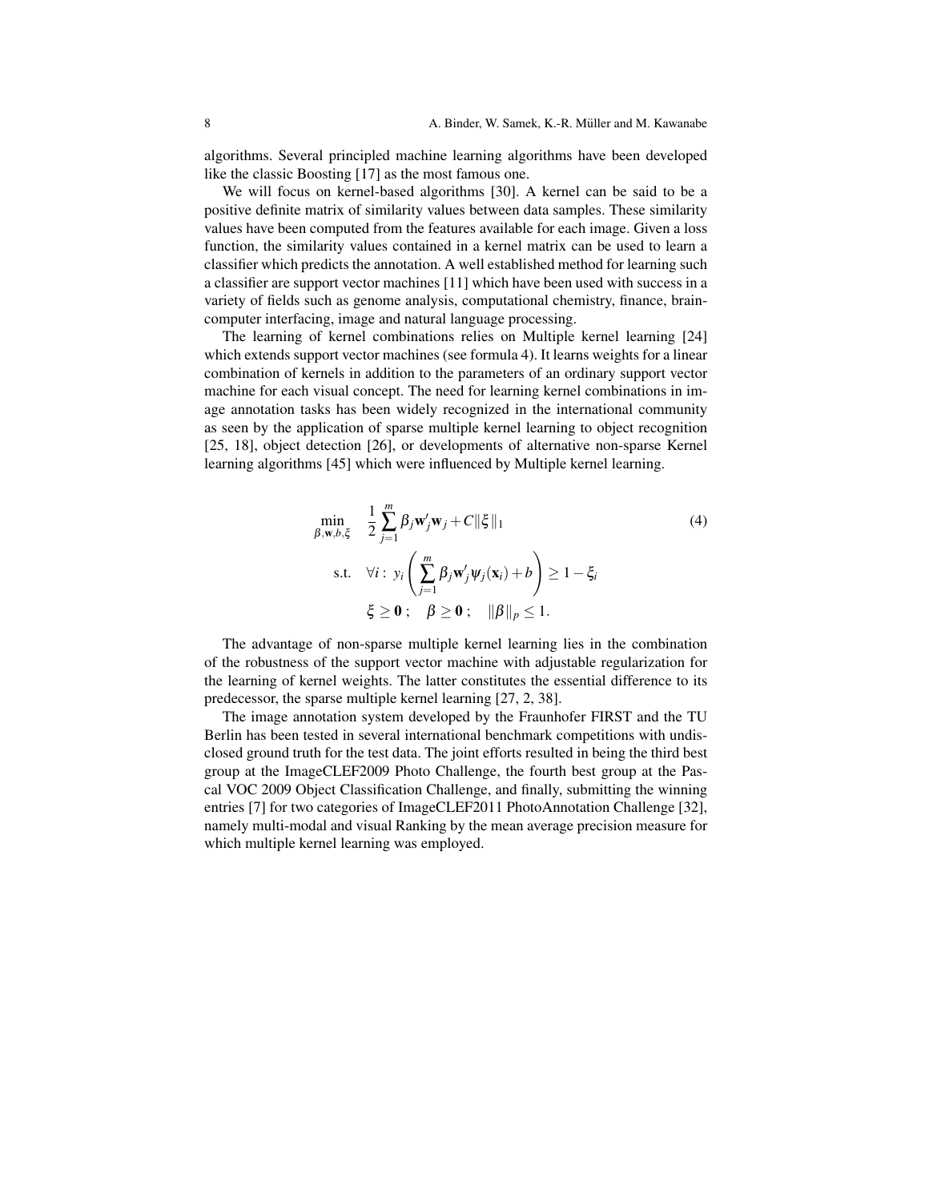algorithms. Several principled machine learning algorithms have been developed like the classic Boosting [17] as the most famous one.

We will focus on kernel-based algorithms [30]. A kernel can be said to be a positive definite matrix of similarity values between data samples. These similarity values have been computed from the features available for each image. Given a loss function, the similarity values contained in a kernel matrix can be used to learn a classifier which predicts the annotation. A well established method for learning such a classifier are support vector machines [11] which have been used with success in a variety of fields such as genome analysis, computational chemistry, finance, brain-computer interfacing, image and natural language processing.

The learning of kernel combinations relies on Multiple kernel learning [24] which extends support vector machines (see formula 4). It learns weights for a linear combination of kernels in addition to the parameters of an ordinary support vector machine for each visual concept. The need for learning kernel combinations in image annotation tasks has been widely recognized in the international community as seen by the application of sparse multiple kernel learning to object recognition [25, 18], object detection [26], or developments of alternative non-sparse Kernel learning algorithms [45] which were influenced by Multiple kernel learning.

$$
\begin{aligned}
\min_{\beta,\mathbf{w},b,\xi} \quad & \frac{1}{2}\sum_{j=1}^{m}\beta_j \mathbf{w}_j'\mathbf{w}_j + C\|\xi\|_1 \\
\text{s.t.} \quad & \forall i:\; y_i\left(\sum_{j=1}^{m}\beta_j \mathbf{w}_j'\psi_j(\mathbf{x}_i)+b\right) \geq 1-\xi_i \\
& \xi \geq \mathbf{0}\,; \quad \beta \geq \mathbf{0}\,; \quad \|\beta\|_p \leq 1.
\end{aligned} \tag{4}
$$

The advantage of non-sparse multiple kernel learning lies in the combination of the robustness of the support vector machine with adjustable regularization for the learning of kernel weights. The latter constitutes the essential difference to its predecessor, the sparse multiple kernel learning [27, 2, 38].

The image annotation system developed by the Fraunhofer FIRST and the TU Berlin has been tested in several international benchmark competitions with undisclosed ground truth for the test data. The joint efforts resulted in being the third best group at the ImageCLEF2009 Photo Challenge, the fourth best group at the Pascal VOC 2009 Object Classification Challenge, and finally, submitting the winning entries [7] for two categories of ImageCLEF2011 PhotoAnnotation Challenge [32], namely multi-modal and visual Ranking by the mean average precision measure for which multiple kernel learning was employed.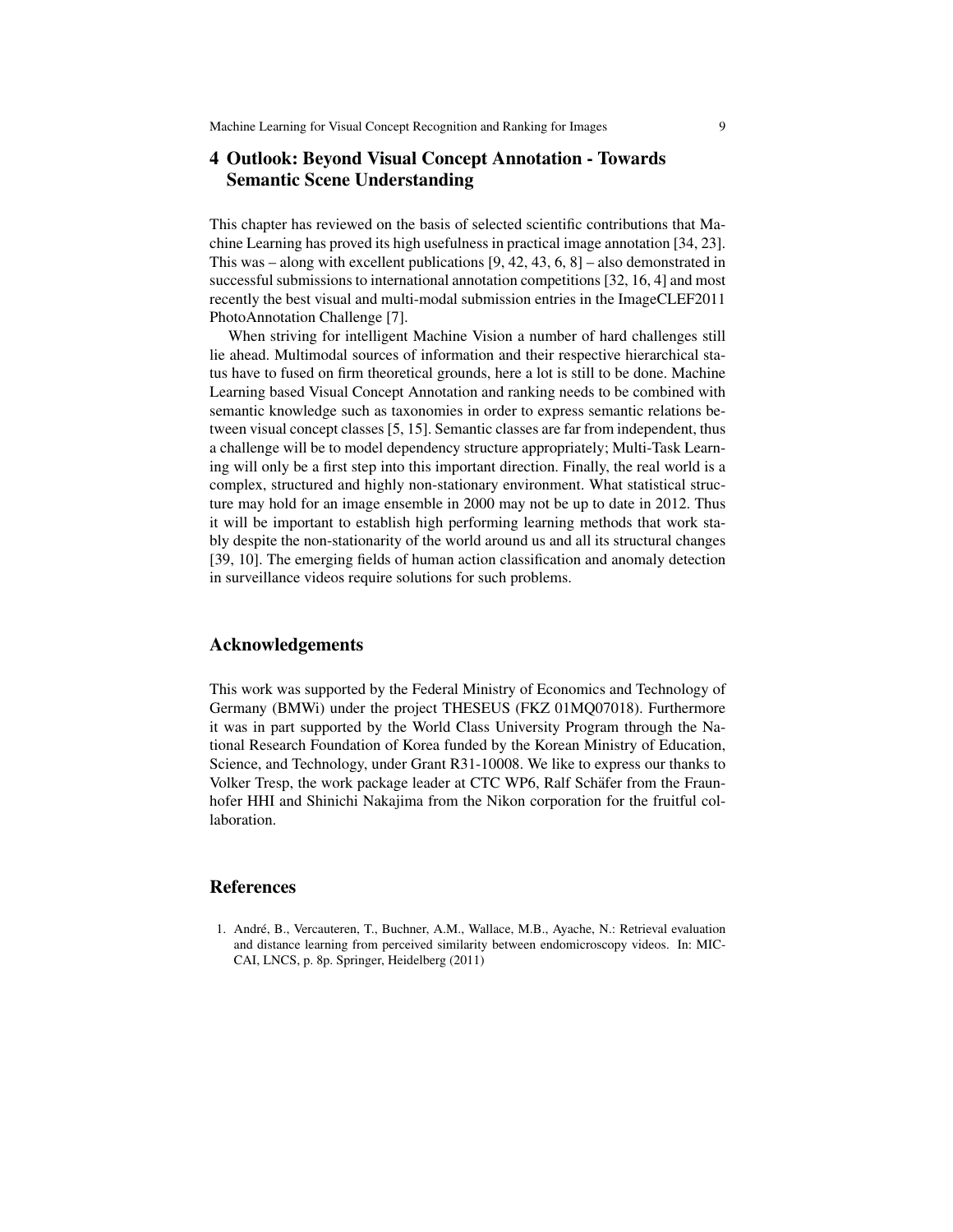## 4 Outlook: Beyond Visual Concept Annotation - Towards Semantic Scene Understanding

This chapter has reviewed on the basis of selected scientific contributions that Machine Learning has proved its high usefulness in practical image annotation [34, 23]. This was – along with excellent publications [9, 42, 43, 6, 8] – also demonstrated in successful submissions to international annotation competitions [32, 16, 4] and most recently the best visual and multi-modal submission entries in the ImageCLEF2011 PhotoAnnotation Challenge [7].

When striving for intelligent Machine Vision a number of hard challenges still lie ahead. Multimodal sources of information and their respective hierarchical status have to fused on firm theoretical grounds, here a lot is still to be done. Machine Learning based Visual Concept Annotation and ranking needs to be combined with semantic knowledge such as taxonomies in order to express semantic relations between visual concept classes [5, 15]. Semantic classes are far from independent, thus a challenge will be to model dependency structure appropriately; Multi-Task Learning will only be a first step into this important direction. Finally, the real world is a complex, structured and highly non-stationary environment. What statistical structure may hold for an image ensemble in 2000 may not be up to date in 2012. Thus it will be important to establish high performing learning methods that work stably despite the non-stationarity of the world around us and all its structural changes [39, 10]. The emerging fields of human action classification and anomaly detection in surveillance videos require solutions for such problems.

## Acknowledgements

This work was supported by the Federal Ministry of Economics and Technology of Germany (BMWi) under the project THESEUS (FKZ 01MQ07018). Furthermore it was in part supported by the World Class University Program through the National Research Foundation of Korea funded by the Korean Ministry of Education, Science, and Technology, under Grant R31-10008. We like to express our thanks to Volker Tresp, the work package leader at CTC WP6, Ralf Schäfer from the Fraunhofer HHI and Shinichi Nakajima from the Nikon corporation for the fruitful collaboration.

## References

1. André, B., Vercauteren, T., Buchner, A.M., Wallace, M.B., Ayache, N.: Retrieval evaluation and distance learning from perceived similarity between endomicroscopy videos. In: MICCAI, LNCS, p. 8p. Springer, Heidelberg (2011)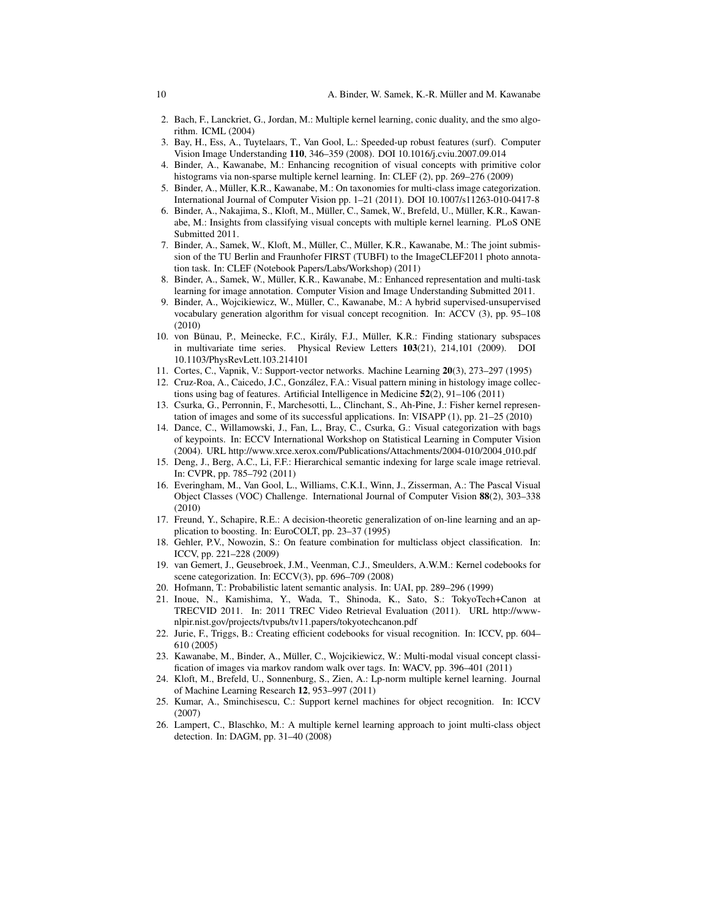2. Bach, F., Lanckriet, G., Jordan, M.: Multiple kernel learning, conic duality, and the smo algorithm. ICML (2004)
3. Bay, H., Ess, A., Tuytelaars, T., Van Gool, L.: Speeded-up robust features (surf). Computer Vision Image Understanding **110**, 346–359 (2008). DOI 10.1016/j.cviu.2007.09.014
4. Binder, A., Kawanabe, M.: Enhancing recognition of visual concepts with primitive color histograms via non-sparse multiple kernel learning. In: CLEF (2), pp. 269–276 (2009)
5. Binder, A., Müller, K.R., Kawanabe, M.: On taxonomies for multi-class image categorization. International Journal of Computer Vision pp. 1–21 (2011). DOI 10.1007/s11263-010-0417-8
6. Binder, A., Nakajima, S., Kloft, M., Müller, C., Samek, W., Brefeld, U., Müller, K.R., Kawanabe, M.: Insights from classifying visual concepts with multiple kernel learning. PLoS ONE Submitted 2011.
7. Binder, A., Samek, W., Kloft, M., Müller, C., Müller, K.R., Kawanabe, M.: The joint submission of the TU Berlin and Fraunhofer FIRST (TUBFI) to the ImageCLEF2011 photo annotation task. In: CLEF (Notebook Papers/Labs/Workshop) (2011)
8. Binder, A., Samek, W., Müller, K.R., Kawanabe, M.: Enhanced representation and multi-task learning for image annotation. Computer Vision and Image Understanding Submitted 2011.
9. Binder, A., Wojcikiewicz, W., Müller, C., Kawanabe, M.: A hybrid supervised-unsupervised vocabulary generation algorithm for visual concept recognition. In: ACCV (3), pp. 95–108 (2010)
10. von Bünau, P., Meinecke, F.C., Király, F.J., Müller, K.R.: Finding stationary subspaces in multivariate time series. Physical Review Letters **103**(21), 214,101 (2009). DOI 10.1103/PhysRevLett.103.214101
11. Cortes, C., Vapnik, V.: Support-vector networks. Machine Learning **20**(3), 273–297 (1995)
12. Cruz-Roa, A., Caicedo, J.C., González, F.A.: Visual pattern mining in histology image collections using bag of features. Artificial Intelligence in Medicine **52**(2), 91–106 (2011)
13. Csurka, G., Perronnin, F., Marchesotti, L., Clinchant, S., Ah-Pine, J.: Fisher kernel representation of images and some of its successful applications. In: VISAPP (1), pp. 21–25 (2010)
14. Dance, C., Willamowski, J., Fan, L., Bray, C., Csurka, G.: Visual categorization with bags of keypoints. In: ECCV International Workshop on Statistical Learning in Computer Vision (2004). URL http://www.xrce.xerox.com/Publications/Attachments/2004-010/2004_010.pdf
15. Deng, J., Berg, A.C., Li, F.F.: Hierarchical semantic indexing for large scale image retrieval. In: CVPR, pp. 785–792 (2011)
16. Everingham, M., Van Gool, L., Williams, C.K.I., Winn, J., Zisserman, A.: The Pascal Visual Object Classes (VOC) Challenge. International Journal of Computer Vision **88**(2), 303–338 (2010)
17. Freund, Y., Schapire, R.E.: A decision-theoretic generalization of on-line learning and an application to boosting. In: EuroCOLT, pp. 23–37 (1995)
18. Gehler, P.V., Nowozin, S.: On feature combination for multiclass object classification. In: ICCV, pp. 221–228 (2009)
19. van Gemert, J., Geusebroek, J.M., Veenman, C.J., Smeulders, A.W.M.: Kernel codebooks for scene categorization. In: ECCV(3), pp. 696–709 (2008)
20. Hofmann, T.: Probabilistic latent semantic analysis. In: UAI, pp. 289–296 (1999)
21. Inoue, N., Kamishima, Y., Wada, T., Shinoda, K., Sato, S.: TokyoTech+Canon at TRECVID 2011. In: 2011 TREC Video Retrieval Evaluation (2011). URL http://www-nlpir.nist.gov/projects/tvpubs/tv11.papers/tokyotechcanon.pdf
22. Jurie, F., Triggs, B.: Creating efficient codebooks for visual recognition. In: ICCV, pp. 604–610 (2005)
23. Kawanabe, M., Binder, A., Müller, C., Wojcikiewicz, W.: Multi-modal visual concept classification of images via markov random walk over tags. In: WACV, pp. 396–401 (2011)
24. Kloft, M., Brefeld, U., Sonnenburg, S., Zien, A.: Lp-norm multiple kernel learning. Journal of Machine Learning Research **12**, 953–997 (2011)
25. Kumar, A., Sminchisescu, C.: Support kernel machines for object recognition. In: ICCV (2007)
26. Lampert, C., Blaschko, M.: A multiple kernel learning approach to joint multi-class object detection. In: DAGM, pp. 31–40 (2008)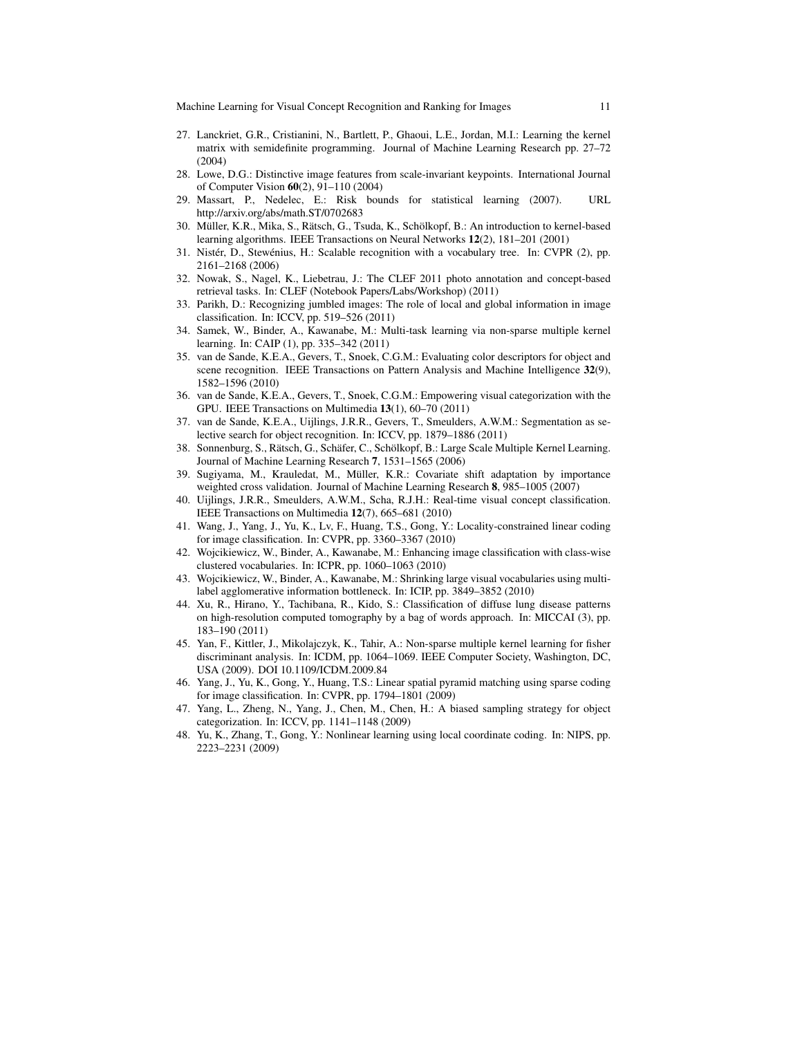27. Lanckriet, G.R., Cristianini, N., Bartlett, P., Ghaoui, L.E., Jordan, M.I.: Learning the kernel matrix with semidefinite programming. Journal of Machine Learning Research pp. 27–72 (2004)
28. Lowe, D.G.: Distinctive image features from scale-invariant keypoints. International Journal of Computer Vision **60**(2), 91–110 (2004)
29. Massart, P., Nedelec, E.: Risk bounds for statistical learning (2007). URL http://arxiv.org/abs/math.ST/0702683
30. Müller, K.R., Mika, S., Rätsch, G., Tsuda, K., Schölkopf, B.: An introduction to kernel-based learning algorithms. IEEE Transactions on Neural Networks **12**(2), 181–201 (2001)
31. Nistér, D., Stewénius, H.: Scalable recognition with a vocabulary tree. In: CVPR (2), pp. 2161–2168 (2006)
32. Nowak, S., Nagel, K., Liebetrau, J.: The CLEF 2011 photo annotation and concept-based retrieval tasks. In: CLEF (Notebook Papers/Labs/Workshop) (2011)
33. Parikh, D.: Recognizing jumbled images: The role of local and global information in image classification. In: ICCV, pp. 519–526 (2011)
34. Samek, W., Binder, A., Kawanabe, M.: Multi-task learning via non-sparse multiple kernel learning. In: CAIP (1), pp. 335–342 (2011)
35. van de Sande, K.E.A., Gevers, T., Snoek, C.G.M.: Evaluating color descriptors for object and scene recognition. IEEE Transactions on Pattern Analysis and Machine Intelligence **32**(9), 1582–1596 (2010)
36. van de Sande, K.E.A., Gevers, T., Snoek, C.G.M.: Empowering visual categorization with the GPU. IEEE Transactions on Multimedia **13**(1), 60–70 (2011)
37. van de Sande, K.E.A., Uijlings, J.R.R., Gevers, T., Smeulders, A.W.M.: Segmentation as selective search for object recognition. In: ICCV, pp. 1879–1886 (2011)
38. Sonnenburg, S., Rätsch, G., Schäfer, C., Schölkopf, B.: Large Scale Multiple Kernel Learning. Journal of Machine Learning Research **7**, 1531–1565 (2006)
39. Sugiyama, M., Krauledat, M., Müller, K.R.: Covariate shift adaptation by importance weighted cross validation. Journal of Machine Learning Research **8**, 985–1005 (2007)
40. Uijlings, J.R.R., Smeulders, A.W.M., Scha, R.J.H.: Real-time visual concept classification. IEEE Transactions on Multimedia **12**(7), 665–681 (2010)
41. Wang, J., Yang, J., Yu, K., Lv, F., Huang, T.S., Gong, Y.: Locality-constrained linear coding for image classification. In: CVPR, pp. 3360–3367 (2010)
42. Wojcikiewicz, W., Binder, A., Kawanabe, M.: Enhancing image classification with class-wise clustered vocabularies. In: ICPR, pp. 1060–1063 (2010)
43. Wojcikiewicz, W., Binder, A., Kawanabe, M.: Shrinking large visual vocabularies using multi-label agglomerative information bottleneck. In: ICIP, pp. 3849–3852 (2010)
44. Xu, R., Hirano, Y., Tachibana, R., Kido, S.: Classification of diffuse lung disease patterns on high-resolution computed tomography by a bag of words approach. In: MICCAI (3), pp. 183–190 (2011)
45. Yan, F., Kittler, J., Mikolajczyk, K., Tahir, A.: Non-sparse multiple kernel learning for fisher discriminant analysis. In: ICDM, pp. 1064–1069. IEEE Computer Society, Washington, DC, USA (2009). DOI 10.1109/ICDM.2009.84
46. Yang, J., Yu, K., Gong, Y., Huang, T.S.: Linear spatial pyramid matching using sparse coding for image classification. In: CVPR, pp. 1794–1801 (2009)
47. Yang, L., Zheng, N., Yang, J., Chen, M., Chen, H.: A biased sampling strategy for object categorization. In: ICCV, pp. 1141–1148 (2009)
48. Yu, K., Zhang, T., Gong, Y.: Nonlinear learning using local coordinate coding. In: NIPS, pp. 2223–2231 (2009)